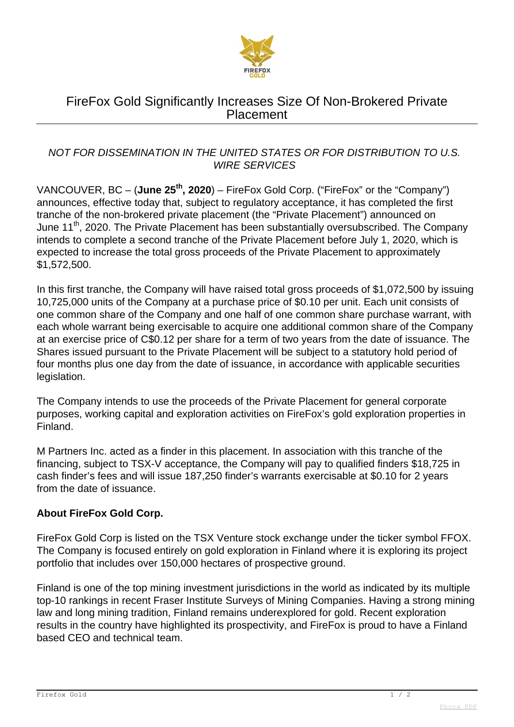# FireFox Gold Significantly Increases Size Of Non-Brokered Private Placement

*NOT FOR DISSEMINATION IN THE UNITED STATES OR FOR DISTRIBUTION TO U.S. WIRE SERVICES*

VANCOUVER, BC – (**June 25th, 2020**) – FireFox Gold Corp. ("FireFox" or the "Company") announces, effective today that, subject to regulatory acceptance, it has completed the first tranche of the non-brokered private placement (the "Private Placement") announced on June 11th, 2020. The Private Placement has been substantially oversubscribed. The Company intends to complete a second tranche of the Private Placement before July 1, 2020, which is expected to increase the total gross proceeds of the Private Placement to approximately $1,572,500.

In this first tranche, the Company will have raised total gross proceeds of $1,072,500 by issuing 10,725,000 units of the Company at a purchase price of $0.10 per unit. Each unit consists of one common share of the Company and one half of one common share purchase warrant, with each whole warrant being exercisable to acquire one additional common share of the Company at an exercise price of C$0.12 per share for a term of two years from the date of issuance. The Shares issued pursuant to the Private Placement will be subject to a statutory hold period of four months plus one day from the date of issuance, in accordance with applicable securities legislation.

The Company intends to use the proceeds of the Private Placement for general corporate purposes, working capital and exploration activities on FireFox's gold exploration properties in Finland.

M Partners Inc. acted as a finder in this placement. In association with this tranche of the financing, subject to TSX-V acceptance, the Company will pay to qualified finders $18,725 in cash finder's fees and will issue 187,250 finder's warrants exercisable at $0.10 for 2 years from the date of issuance.

**About FireFox Gold Corp.**

FireFox Gold Corp is listed on the TSX Venture stock exchange under the ticker symbol FFOX. The Company is focused entirely on gold exploration in Finland where it is exploring its project portfolio that includes over 150,000 hectares of prospective ground.

Finland is one of the top mining investment jurisdictions in the world as indicated by its multiple top-10 rankings in recent Fraser Institute Surveys of Mining Companies. Having a strong mining law and long mining tradition, Finland remains underexplored for gold. Recent exploration results in the country have highlighted its prospectivity, and FireFox is proud to have a Finland based CEO and technical team.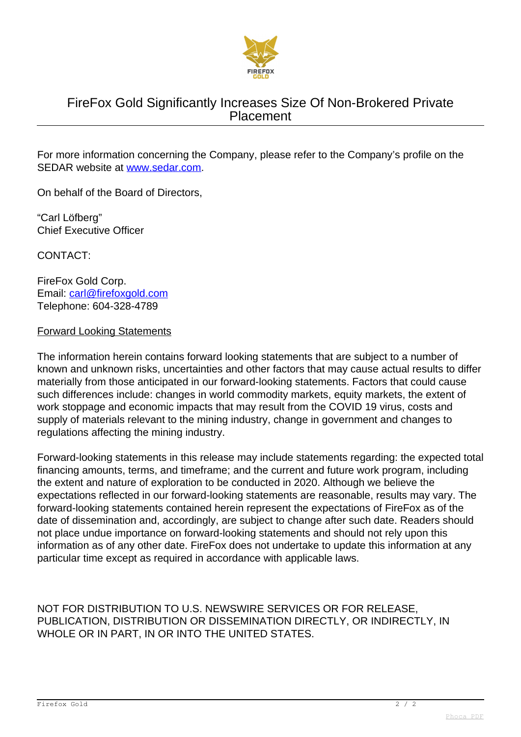# FireFox Gold Significantly Increases Size Of Non-Brokered Private Placement

For more information concerning the Company, please refer to the Company's profile on the SEDAR website at www.sedar.com.

On behalf of the Board of Directors,

"Carl Löfberg"
Chief Executive Officer

CONTACT:

FireFox Gold Corp.
Email: carl@firefoxgold.com
Telephone: 604-328-4789

Forward Looking Statements

The information herein contains forward looking statements that are subject to a number of known and unknown risks, uncertainties and other factors that may cause actual results to differ materially from those anticipated in our forward-looking statements. Factors that could cause such differences include: changes in world commodity markets, equity markets, the extent of work stoppage and economic impacts that may result from the COVID 19 virus, costs and supply of materials relevant to the mining industry, change in government and changes to regulations affecting the mining industry.

Forward-looking statements in this release may include statements regarding: the expected total financing amounts, terms, and timeframe; and the current and future work program, including the extent and nature of exploration to be conducted in 2020. Although we believe the expectations reflected in our forward-looking statements are reasonable, results may vary. The forward-looking statements contained herein represent the expectations of FireFox as of the date of dissemination and, accordingly, are subject to change after such date. Readers should not place undue importance on forward-looking statements and should not rely upon this information as of any other date. FireFox does not undertake to update this information at any particular time except as required in accordance with applicable laws.

NOT FOR DISTRIBUTION TO U.S. NEWSWIRE SERVICES OR FOR RELEASE, PUBLICATION, DISTRIBUTION OR DISSEMINATION DIRECTLY, OR INDIRECTLY, IN WHOLE OR IN PART, IN OR INTO THE UNITED STATES.